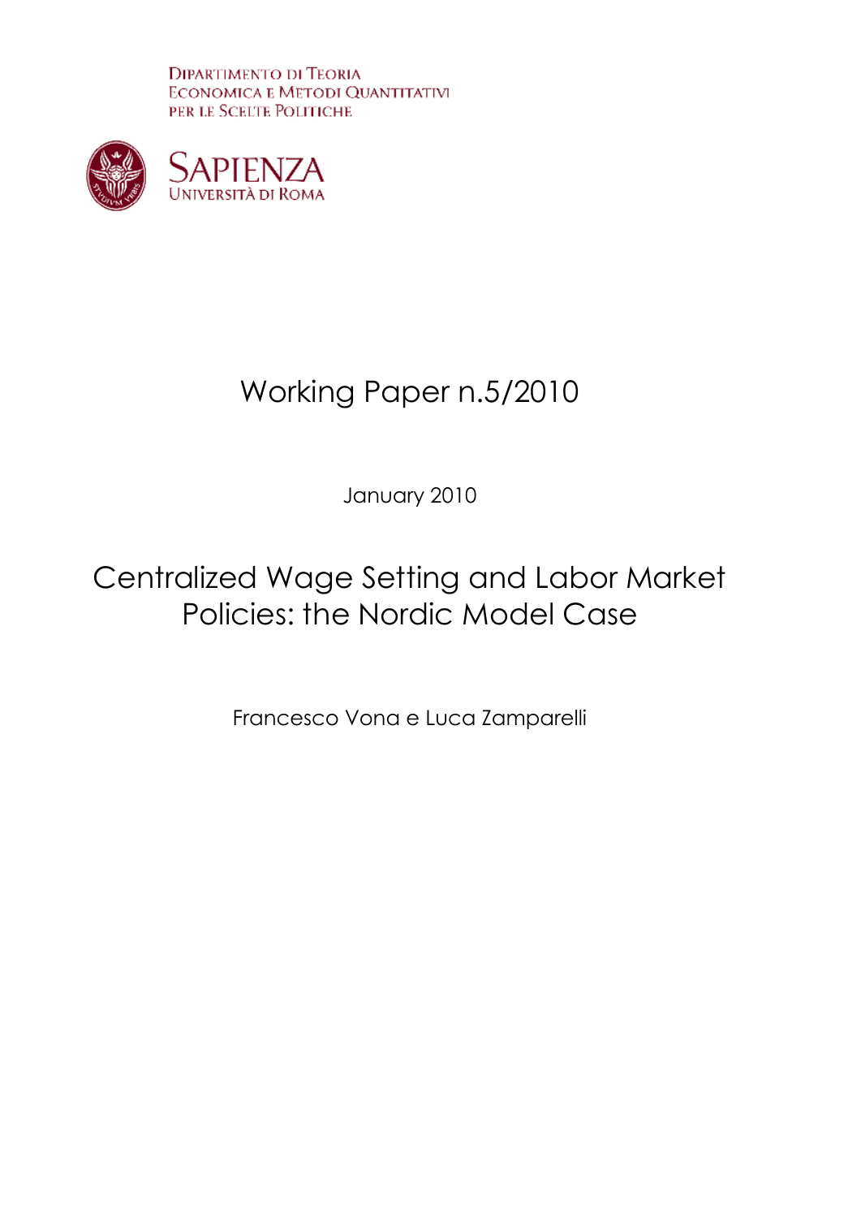Dipartimento di Teoria Economica e Metodi Quantitativi per le Scelte Politiche

Sapienza Università di Roma

# Working Paper n.5/2010

January 2010

# Centralized Wage Setting and Labor Market Policies: the Nordic Model Case

Francesco Vona e Luca Zamparelli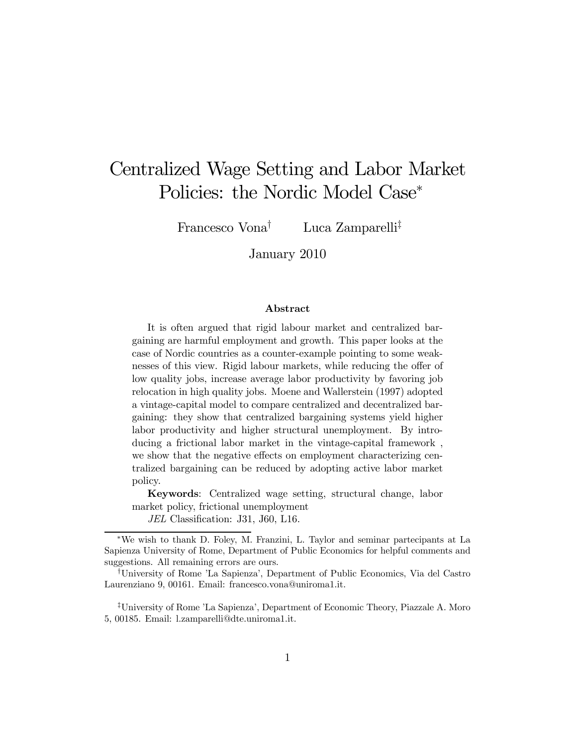# Centralized Wage Setting and Labor Market Policies: the Nordic Model Case*

Francesco Vona[†] Luca Zamparelli[‡]

January 2010

### Abstract

It is often argued that rigid labour market and centralized bargaining are harmful employment and growth. This paper looks at the case of Nordic countries as a counter-example pointing to some weaknesses of this view. Rigid labour markets, while reducing the offer of low quality jobs, increase average labor productivity by favoring job relocation in high quality jobs. Moene and Wallerstein (1997) adopted a vintage-capital model to compare centralized and decentralized bargaining: they show that centralized bargaining systems yield higher labor productivity and higher structural unemployment. By introducing a frictional labor market in the vintage-capital framework , we show that the negative effects on employment characterizing centralized bargaining can be reduced by adopting active labor market policy.

**Keywords**: Centralized wage setting, structural change, labor market policy, frictional unemployment

*JEL* Classification: J31, J60, L16.

---

*We wish to thank D. Foley, M. Franzini, L. Taylor and seminar partecipants at La Sapienza University of Rome, Department of Public Economics for helpful comments and suggestions. All remaining errors are ours.

[†]University of Rome 'La Sapienza', Department of Public Economics, Via del Castro Laurenziano 9, 00161. Email: francesco.vona@uniroma1.it.

[‡]University of Rome 'La Sapienza', Department of Economic Theory, Piazzale A. Moro 5, 00185. Email: l.zamparelli@dte.uniroma1.it.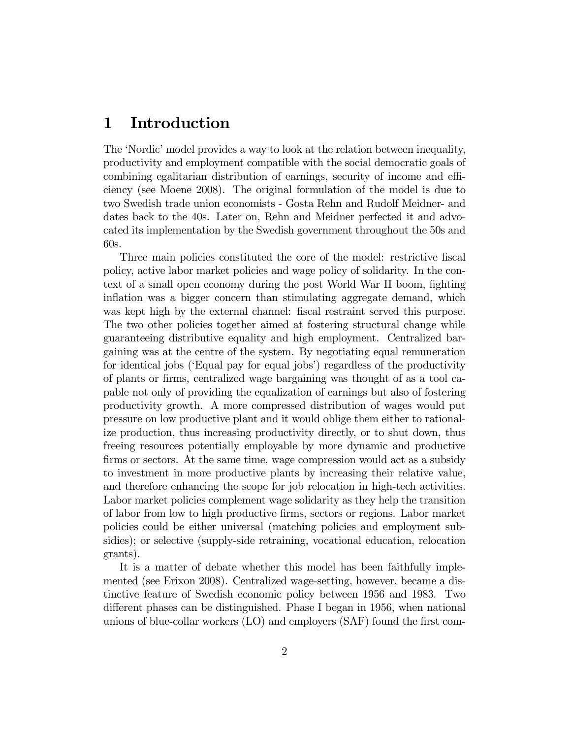# 1 Introduction

The 'Nordic' model provides a way to look at the relation between inequality, productivity and employment compatible with the social democratic goals of combining egalitarian distribution of earnings, security of income and efficiency (see Moene 2008). The original formulation of the model is due to two Swedish trade union economists - Gosta Rehn and Rudolf Meidner- and dates back to the 40s. Later on, Rehn and Meidner perfected it and advocated its implementation by the Swedish government throughout the 50s and 60s.

Three main policies constituted the core of the model: restrictive fiscal policy, active labor market policies and wage policy of solidarity. In the context of a small open economy during the post World War II boom, fighting inflation was a bigger concern than stimulating aggregate demand, which was kept high by the external channel: fiscal restraint served this purpose. The two other policies together aimed at fostering structural change while guaranteeing distributive equality and high employment. Centralized bargaining was at the centre of the system. By negotiating equal remuneration for identical jobs ('Equal pay for equal jobs') regardless of the productivity of plants or firms, centralized wage bargaining was thought of as a tool capable not only of providing the equalization of earnings but also of fostering productivity growth. A more compressed distribution of wages would put pressure on low productive plant and it would oblige them either to rationalize production, thus increasing productivity directly, or to shut down, thus freeing resources potentially employable by more dynamic and productive firms or sectors. At the same time, wage compression would act as a subsidy to investment in more productive plants by increasing their relative value, and therefore enhancing the scope for job relocation in high-tech activities. Labor market policies complement wage solidarity as they help the transition of labor from low to high productive firms, sectors or regions. Labor market policies could be either universal (matching policies and employment subsidies); or selective (supply-side retraining, vocational education, relocation grants).

It is a matter of debate whether this model has been faithfully implemented (see Erixon 2008). Centralized wage-setting, however, became a distinctive feature of Swedish economic policy between 1956 and 1983. Two different phases can be distinguished. Phase I began in 1956, when national unions of blue-collar workers (LO) and employers (SAF) found the first com-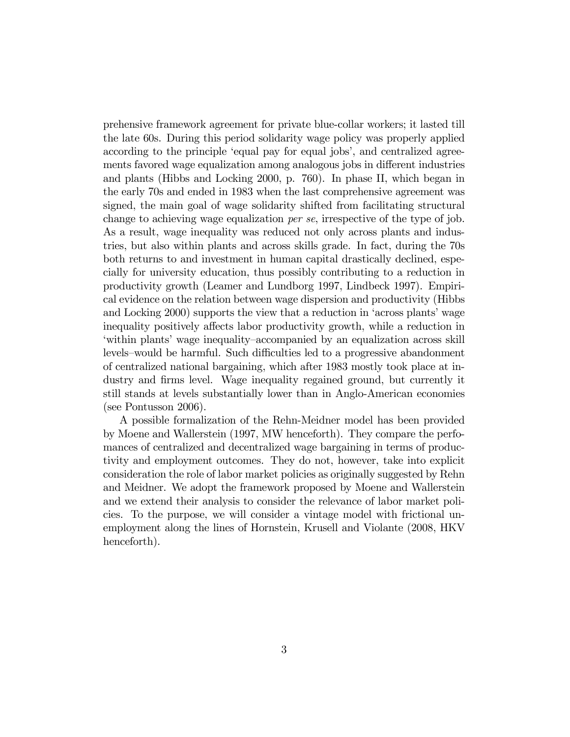prehensive framework agreement for private blue-collar workers; it lasted till the late 60s. During this period solidarity wage policy was properly applied according to the principle 'equal pay for equal jobs', and centralized agreements favored wage equalization among analogous jobs in different industries and plants (Hibbs and Locking 2000, p. 760). In phase II, which began in the early 70s and ended in 1983 when the last comprehensive agreement was signed, the main goal of wage solidarity shifted from facilitating structural change to achieving wage equalization *per se*, irrespective of the type of job. As a result, wage inequality was reduced not only across plants and industries, but also within plants and across skills grade. In fact, during the 70s both returns to and investment in human capital drastically declined, especially for university education, thus possibly contributing to a reduction in productivity growth (Leamer and Lundborg 1997, Lindbeck 1997). Empirical evidence on the relation between wage dispersion and productivity (Hibbs and Locking 2000) supports the view that a reduction in 'across plants' wage inequality positively affects labor productivity growth, while a reduction in 'within plants' wage inequality–accompanied by an equalization across skill levels–would be harmful. Such difficulties led to a progressive abandonment of centralized national bargaining, which after 1983 mostly took place at industry and firms level. Wage inequality regained ground, but currently it still stands at levels substantially lower than in Anglo-American economies (see Pontusson 2006).

A possible formalization of the Rehn-Meidner model has been provided by Moene and Wallerstein (1997, MW henceforth). They compare the perfomances of centralized and decentralized wage bargaining in terms of productivity and employment outcomes. They do not, however, take into explicit consideration the role of labor market policies as originally suggested by Rehn and Meidner. We adopt the framework proposed by Moene and Wallerstein and we extend their analysis to consider the relevance of labor market policies. To the purpose, we will consider a vintage model with frictional unemployment along the lines of Hornstein, Krusell and Violante (2008, HKV henceforth).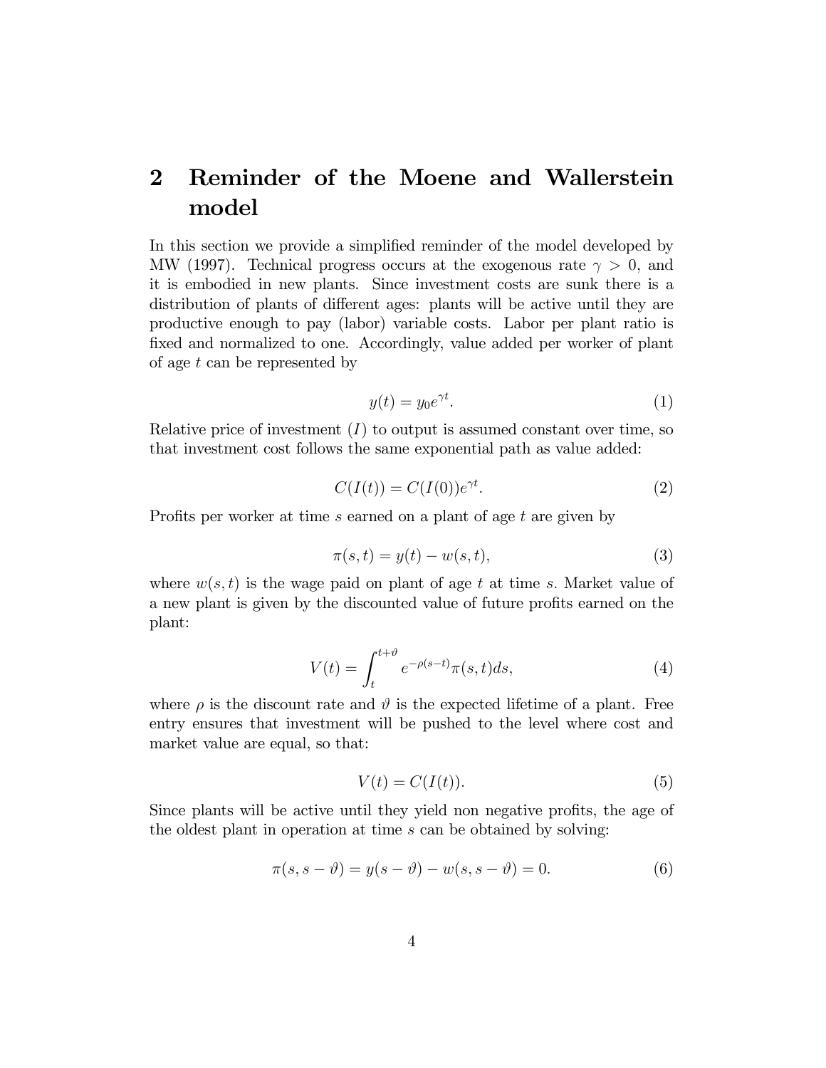## 2 Reminder of the Moene and Wallerstein model

In this section we provide a simplified reminder of the model developed by MW (1997). Technical progress occurs at the exogenous rate $\gamma > 0$, and it is embodied in new plants. Since investment costs are sunk there is a distribution of plants of different ages: plants will be active until they are productive enough to pay (labor) variable costs. Labor per plant ratio is fixed and normalized to one. Accordingly, value added per worker of plant of age $t$ can be represented by

$$y(t) = y_0 e^{\gamma t}. \tag{1}$$

Relative price of investment ($I$) to output is assumed constant over time, so that investment cost follows the same exponential path as value added:

$$C(I(t)) = C(I(0))e^{\gamma t}. \tag{2}$$

Profits per worker at time $s$ earned on a plant of age $t$ are given by

$$\pi(s,t) = y(t) - w(s,t), \tag{3}$$

where $w(s,t)$ is the wage paid on plant of age $t$ at time $s$. Market value of a new plant is given by the discounted value of future profits earned on the plant:

$$V(t) = \int_{t}^{t+\vartheta} e^{-\rho(s-t)}\pi(s,t)ds, \tag{4}$$

where $\rho$ is the discount rate and $\vartheta$ is the expected lifetime of a plant. Free entry ensures that investment will be pushed to the level where cost and market value are equal, so that:

$$V(t) = C(I(t)). \tag{5}$$

Since plants will be active until they yield non negative profits, the age of the oldest plant in operation at time $s$ can be obtained by solving:

$$\pi(s, s-\vartheta) = y(s-\vartheta) - w(s, s-\vartheta) = 0. \tag{6}$$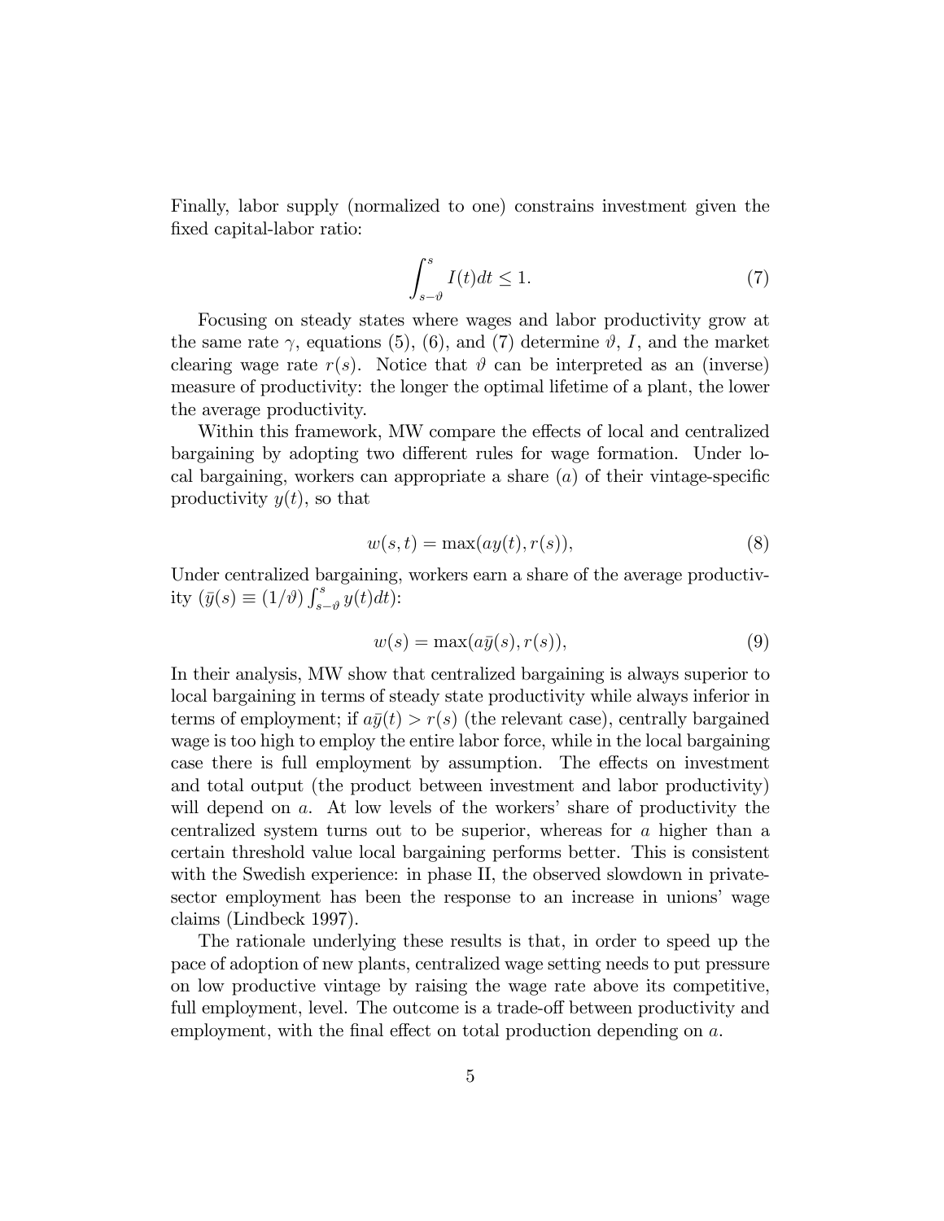Finally, labor supply (normalized to one) constrains investment given the fixed capital-labor ratio:

$$\int_{s-\vartheta}^{s} I(t)dt \leq 1. \tag{7}$$

Focusing on steady states where wages and labor productivity grow at the same rate $\gamma$, equations (5), (6), and (7) determine $\vartheta$, $I$, and the market clearing wage rate $r(s)$. Notice that $\vartheta$ can be interpreted as an (inverse) measure of productivity: the longer the optimal lifetime of a plant, the lower the average productivity.

Within this framework, MW compare the effects of local and centralized bargaining by adopting two different rules for wage formation. Under local bargaining, workers can appropriate a share ($a$) of their vintage-specific productivity $y(t)$, so that

$$w(s,t) = \max(ay(t), r(s)), \tag{8}$$

Under centralized bargaining, workers earn a share of the average productivity ($\bar{y}(s) \equiv (1/\vartheta) \int_{s-\vartheta}^{s} y(t)dt$):

$$w(s) = \max(a\bar{y}(s), r(s)), \tag{9}$$

In their analysis, MW show that centralized bargaining is always superior to local bargaining in terms of steady state productivity while always inferior in terms of employment; if $a\bar{y}(t) > r(s)$ (the relevant case), centrally bargained wage is too high to employ the entire labor force, while in the local bargaining case there is full employment by assumption. The effects on investment and total output (the product between investment and labor productivity) will depend on $a$. At low levels of the workers' share of productivity the centralized system turns out to be superior, whereas for $a$ higher than a certain threshold value local bargaining performs better. This is consistent with the Swedish experience: in phase II, the observed slowdown in private-sector employment has been the response to an increase in unions' wage claims (Lindbeck 1997).

The rationale underlying these results is that, in order to speed up the pace of adoption of new plants, centralized wage setting needs to put pressure on low productive vintage by raising the wage rate above its competitive, full employment, level. The outcome is a trade-off between productivity and employment, with the final effect on total production depending on $a$.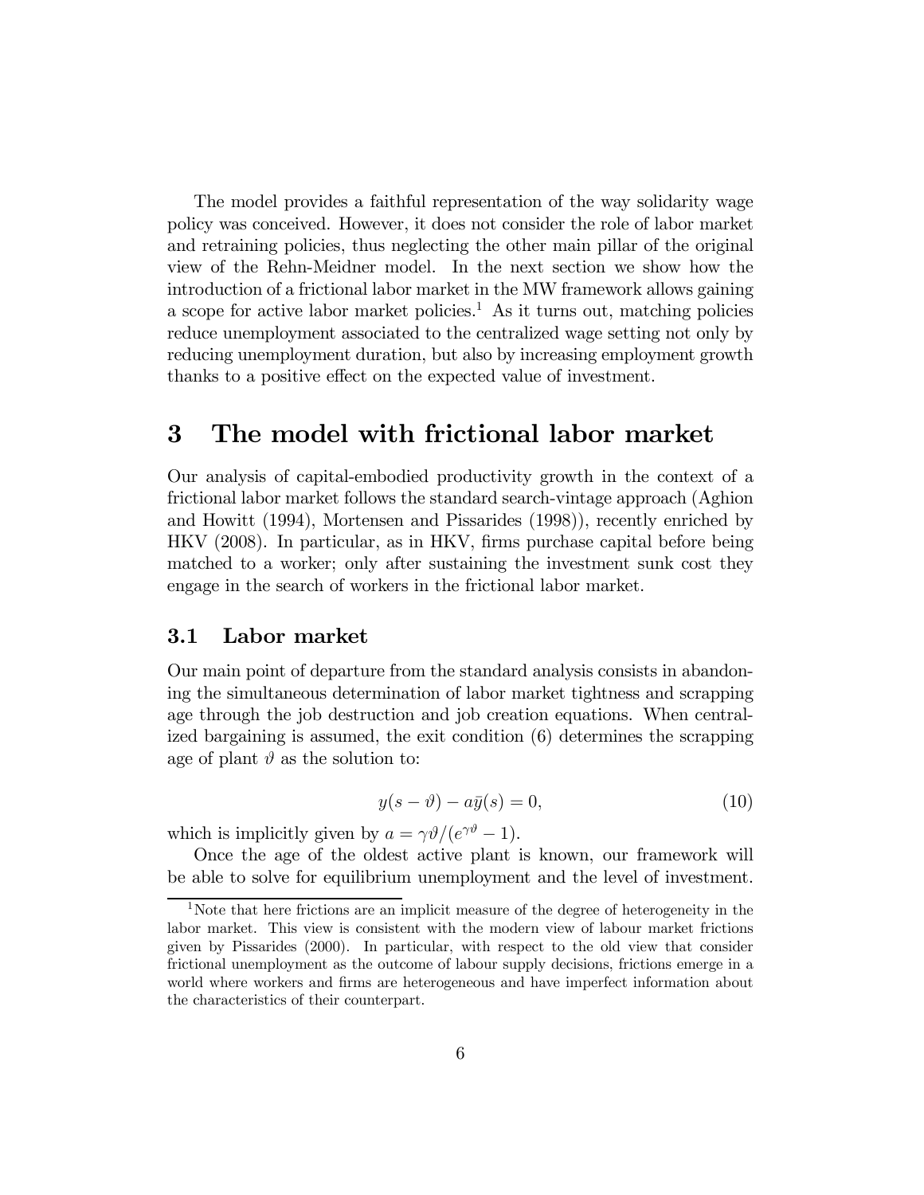The model provides a faithful representation of the way solidarity wage policy was conceived. However, it does not consider the role of labor market and retraining policies, thus neglecting the other main pillar of the original view of the Rehn-Meidner model. In the next section we show how the introduction of a frictional labor market in the MW framework allows gaining a scope for active labor market policies.[1] As it turns out, matching policies reduce unemployment associated to the centralized wage setting not only by reducing unemployment duration, but also by increasing employment growth thanks to a positive effect on the expected value of investment.

# 3 The model with frictional labor market

Our analysis of capital-embodied productivity growth in the context of a frictional labor market follows the standard search-vintage approach (Aghion and Howitt (1994), Mortensen and Pissarides (1998)), recently enriched by HKV (2008). In particular, as in HKV, firms purchase capital before being matched to a worker; only after sustaining the investment sunk cost they engage in the search of workers in the frictional labor market.

## 3.1 Labor market

Our main point of departure from the standard analysis consists in abandoning the simultaneous determination of labor market tightness and scrapping age through the job destruction and job creation equations. When centralized bargaining is assumed, the exit condition (6) determines the scrapping age of plant $\vartheta$ as the solution to:

$$y(s-\vartheta) - a\bar{y}(s) = 0, \tag{10}$$

which is implicitly given by $a = \gamma\vartheta/(e^{\gamma\vartheta} - 1)$.

Once the age of the oldest active plant is known, our framework will be able to solve for equilibrium unemployment and the level of investment.

[1] Note that here frictions are an implicit measure of the degree of heterogeneity in the labor market. This view is consistent with the modern view of labour market frictions given by Pissarides (2000). In particular, with respect to the old view that consider frictional unemployment as the outcome of labour supply decisions, frictions emerge in a world where workers and firms are heterogeneous and have imperfect information about the characteristics of their counterpart.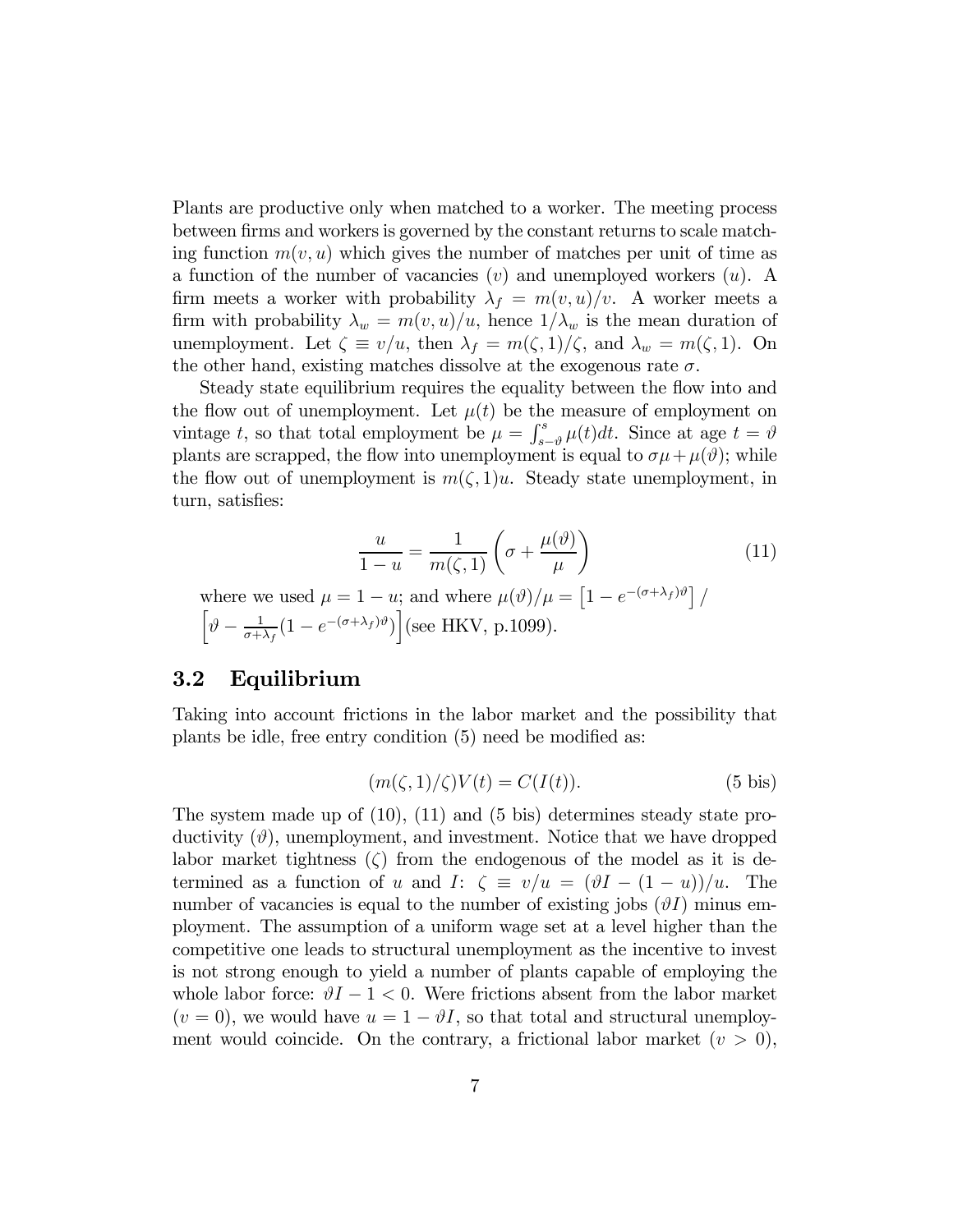Plants are productive only when matched to a worker. The meeting process between firms and workers is governed by the constant returns to scale matching function $m(v, u)$ which gives the number of matches per unit of time as a function of the number of vacancies ($v$) and unemployed workers ($u$). A firm meets a worker with probability $\lambda_f = m(v, u)/v$. A worker meets a firm with probability $\lambda_w = m(v, u)/u$, hence $1/\lambda_w$ is the mean duration of unemployment. Let $\zeta \equiv v/u$, then $\lambda_f = m(\zeta, 1)/\zeta$, and $\lambda_w = m(\zeta, 1)$. On the other hand, existing matches dissolve at the exogenous rate $\sigma$.

Steady state equilibrium requires the equality between the flow into and the flow out of unemployment. Let $\mu(t)$ be the measure of employment on vintage $t$, so that total employment be $\mu = \int_{s-\vartheta}^{s} \mu(t)dt$. Since at age $t = \vartheta$ plants are scrapped, the flow into unemployment is equal to $\sigma\mu + \mu(\vartheta)$; while the flow out of unemployment is $m(\zeta, 1)u$. Steady state unemployment, in turn, satisfies:

$$\frac{u}{1-u} = \frac{1}{m(\zeta, 1)} \left( \sigma + \frac{\mu(\vartheta)}{\mu} \right) \tag{11}$$

where we used $\mu = 1 - u$; and where $\mu(\vartheta)/\mu = \left[1 - e^{-(\sigma+\lambda_f)\vartheta}\right] / \left[\vartheta - \frac{1}{\sigma+\lambda_f}(1 - e^{-(\sigma+\lambda_f)\vartheta})\right]$ (see HKV, p.1099).

## 3.2 Equilibrium

Taking into account frictions in the labor market and the possibility that plants be idle, free entry condition (5) need be modified as:

$$(m(\zeta, 1)/\zeta)V(t) = C(I(t)). \tag{5 bis}$$

The system made up of (10), (11) and (5 bis) determines steady state productivity ($\vartheta$), unemployment, and investment. Notice that we have dropped labor market tightness ($\zeta$) from the endogenous of the model as it is determined as a function of $u$ and $I$: $\zeta \equiv v/u = (\vartheta I - (1 - u))/u$. The number of vacancies is equal to the number of existing jobs ($\vartheta I$) minus employment. The assumption of a uniform wage set at a level higher than the competitive one leads to structural unemployment as the incentive to invest is not strong enough to yield a number of plants capable of employing the whole labor force: $\vartheta I - 1 < 0$. Were frictions absent from the labor market ($v = 0$), we would have $u = 1 - \vartheta I$, so that total and structural unemployment would coincide. On the contrary, a frictional labor market ($v > 0$),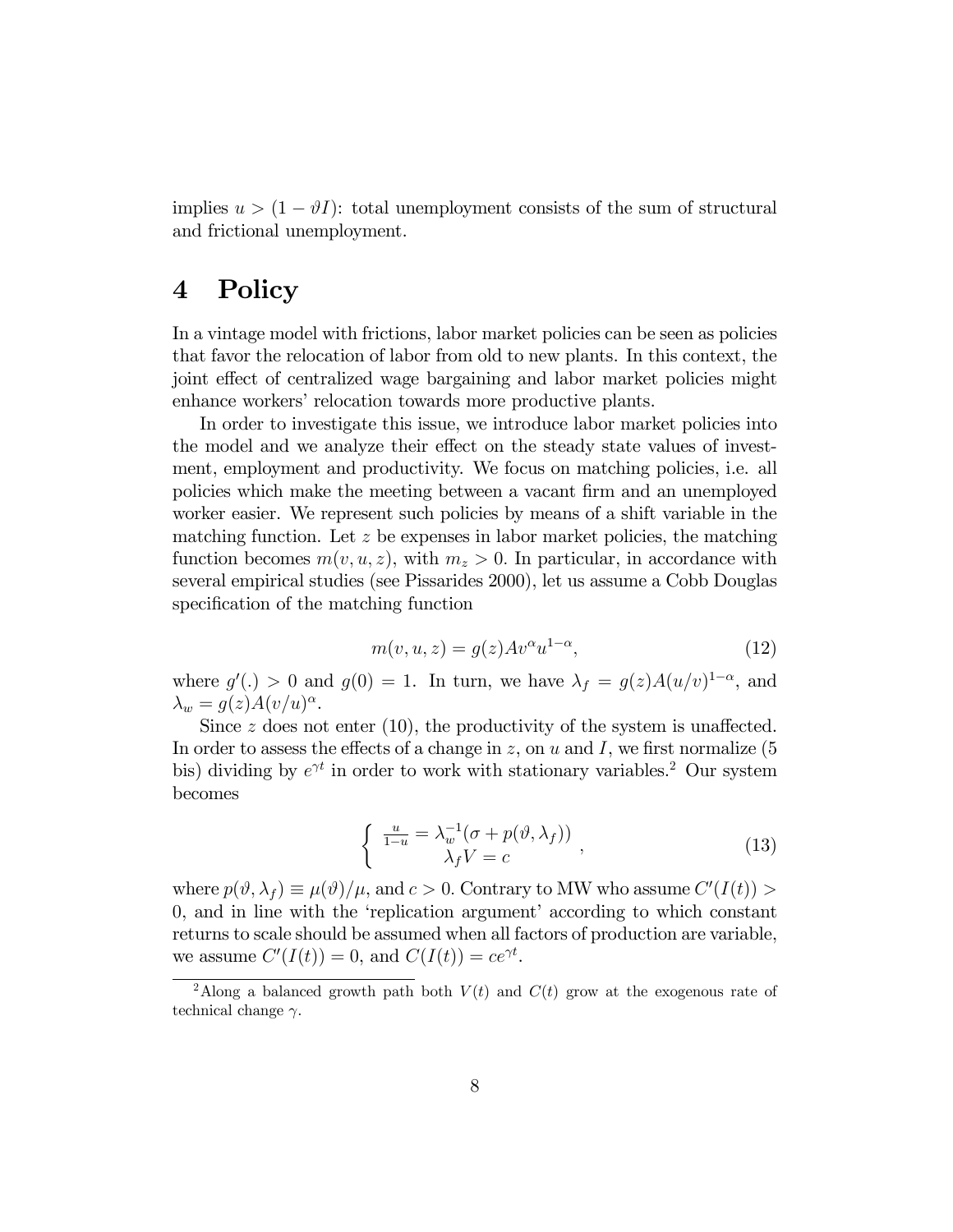implies $u > (1 - \vartheta I)$: total unemployment consists of the sum of structural and frictional unemployment.

# 4 Policy

In a vintage model with frictions, labor market policies can be seen as policies that favor the relocation of labor from old to new plants. In this context, the joint effect of centralized wage bargaining and labor market policies might enhance workers' relocation towards more productive plants.

In order to investigate this issue, we introduce labor market policies into the model and we analyze their effect on the steady state values of investment, employment and productivity. We focus on matching policies, i.e. all policies which make the meeting between a vacant firm and an unemployed worker easier. We represent such policies by means of a shift variable in the matching function. Let $z$ be expenses in labor market policies, the matching function becomes $m(v, u, z)$, with $m_z > 0$. In particular, in accordance with several empirical studies (see Pissarides 2000), let us assume a Cobb Douglas specification of the matching function

$$m(v, u, z) = g(z) A v^{\alpha} u^{1-\alpha}, \tag{12}$$

where $g'(.) > 0$ and $g(0) = 1$. In turn, we have $\lambda_f = g(z)A(u/v)^{1-\alpha}$, and $\lambda_w = g(z)A(v/u)^{\alpha}$.

Since $z$ does not enter (10), the productivity of the system is unaffected. In order to assess the effects of a change in $z$, on $u$ and $I$, we first normalize (5 bis) dividing by $e^{\gamma t}$ in order to work with stationary variables.[2] Our system becomes

$$\begin{cases} \frac{u}{1-u} = \lambda_w^{-1}(\sigma + p(\vartheta, \lambda_f)) \\ \lambda_f V = c \end{cases}, \tag{13}$$

where $p(\vartheta, \lambda_f) \equiv \mu(\vartheta)/\mu$, and $c > 0$. Contrary to MW who assume $C'(I(t)) > 0$, and in line with the 'replication argument' according to which constant returns to scale should be assumed when all factors of production are variable, we assume $C'(I(t)) = 0$, and $C(I(t)) = ce^{\gamma t}$.

[2] Along a balanced growth path both $V(t)$ and $C(t)$ grow at the exogenous rate of technical change $\gamma$.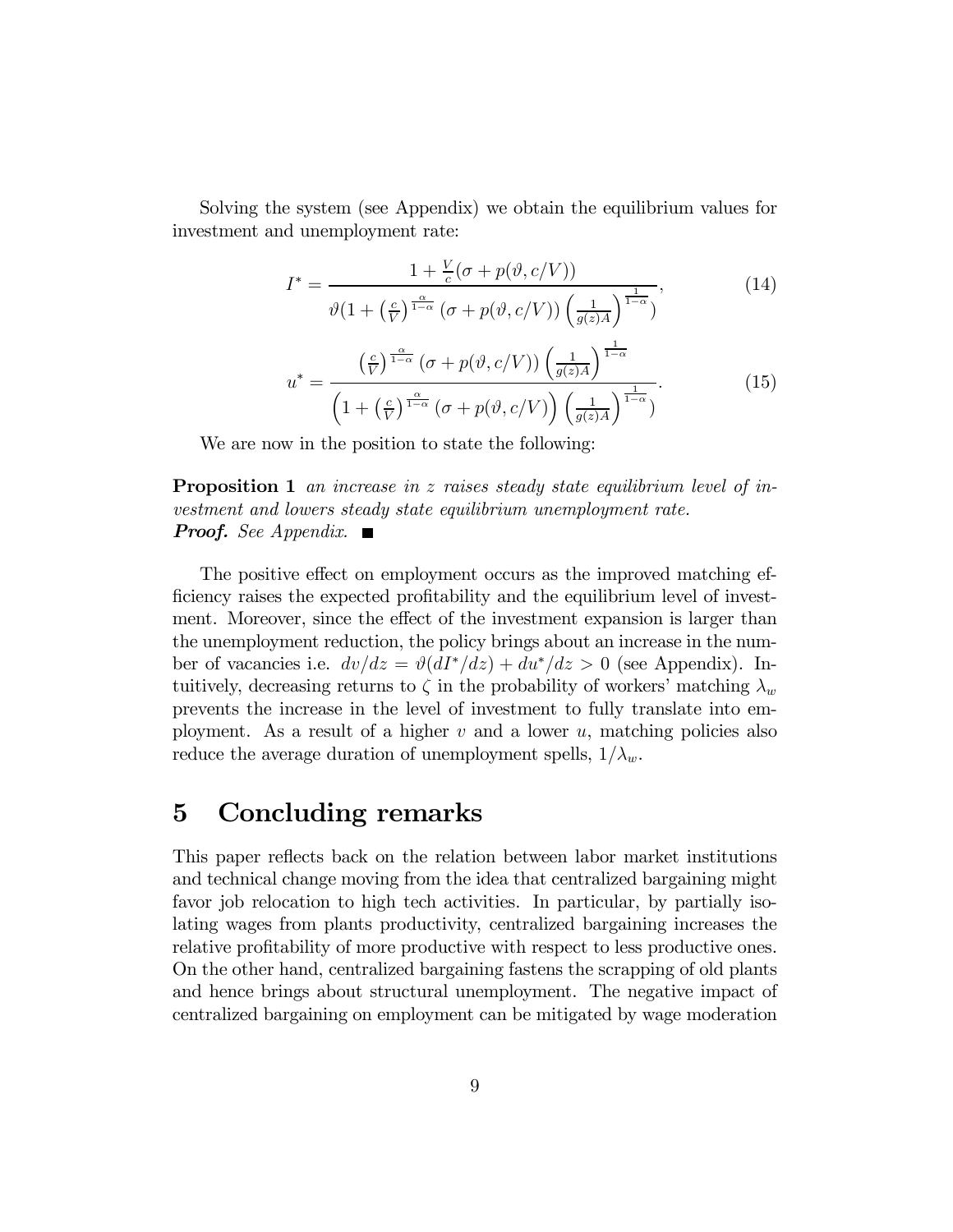Solving the system (see Appendix) we obtain the equilibrium values for investment and unemployment rate:

$$I^* = \frac{1 + \frac{V}{c}(\sigma + p(\vartheta, c/V))}{\vartheta(1 + \left(\frac{c}{V}\right)^{\frac{\alpha}{1-\alpha}} (\sigma + p(\vartheta, c/V)) \left(\frac{1}{g(z)A}\right)^{\frac{1}{1-\alpha}})}, \tag{14}$$

$$u^* = \frac{\left(\frac{c}{V}\right)^{\frac{\alpha}{1-\alpha}} (\sigma + p(\vartheta, c/V)) \left(\frac{1}{g(z)A}\right)^{\frac{1}{1-\alpha}}}{\left(1 + \left(\frac{c}{V}\right)^{\frac{\alpha}{1-\alpha}} (\sigma + p(\vartheta, c/V)\right) \left(\frac{1}{g(z)A}\right)^{\frac{1}{1-\alpha}})}. \tag{15}$$

We are now in the position to state the following:

**Proposition 1** *an increase in $z$ raises steady state equilibrium level of investment and lowers steady state equilibrium unemployment rate.*
***Proof.*** *See Appendix.* ■

The positive effect on employment occurs as the improved matching efficiency raises the expected profitability and the equilibrium level of investment. Moreover, since the effect of the investment expansion is larger than the unemployment reduction, the policy brings about an increase in the number of vacancies i.e. $dv/dz = \vartheta(dI^*/dz) + du^*/dz > 0$ (see Appendix). Intuitively, decreasing returns to $\zeta$ in the probability of workers' matching $\lambda_w$ prevents the increase in the level of investment to fully translate into employment. As a result of a higher $v$ and a lower $u$, matching policies also reduce the average duration of unemployment spells, $1/\lambda_w$.

# 5 Concluding remarks

This paper reflects back on the relation between labor market institutions and technical change moving from the idea that centralized bargaining might favor job relocation to high tech activities. In particular, by partially isolating wages from plants productivity, centralized bargaining increases the relative profitability of more productive with respect to less productive ones. On the other hand, centralized bargaining fastens the scrapping of old plants and hence brings about structural unemployment. The negative impact of centralized bargaining on employment can be mitigated by wage moderation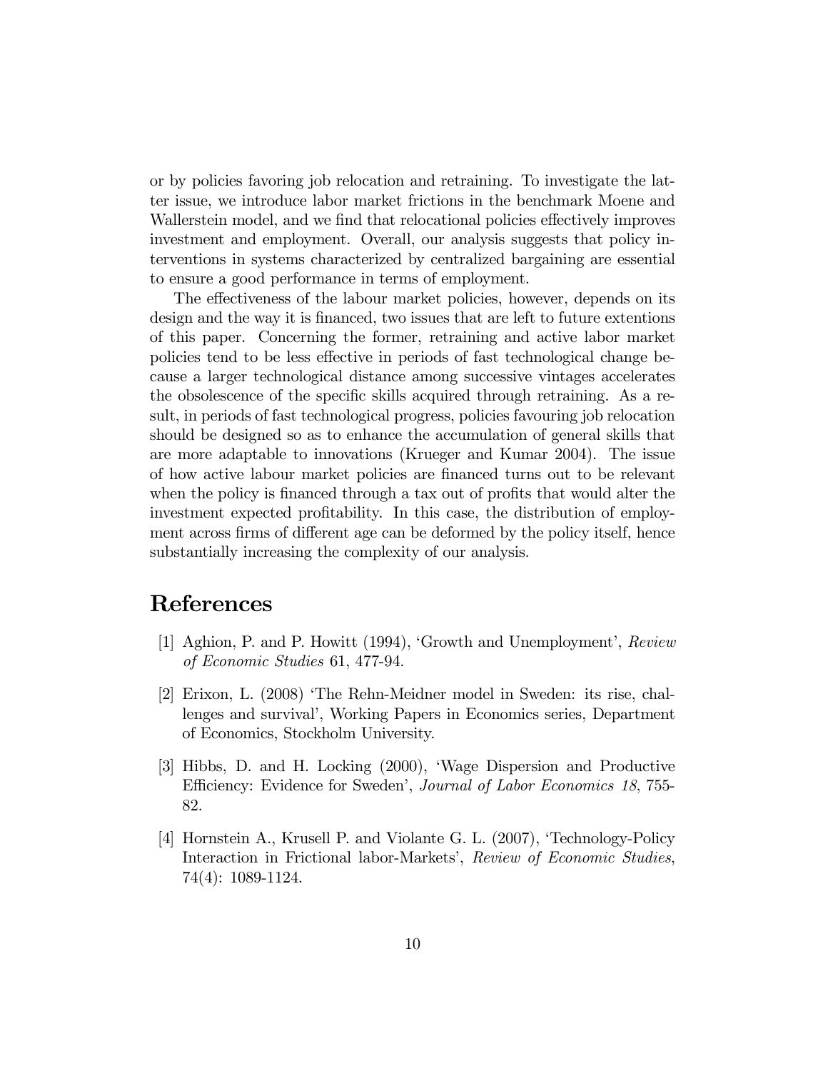or by policies favoring job relocation and retraining. To investigate the latter issue, we introduce labor market frictions in the benchmark Moene and Wallerstein model, and we find that relocational policies effectively improves investment and employment. Overall, our analysis suggests that policy interventions in systems characterized by centralized bargaining are essential to ensure a good performance in terms of employment.

The effectiveness of the labour market policies, however, depends on its design and the way it is financed, two issues that are left to future extentions of this paper. Concerning the former, retraining and active labor market policies tend to be less effective in periods of fast technological change because a larger technological distance among successive vintages accelerates the obsolescence of the specific skills acquired through retraining. As a result, in periods of fast technological progress, policies favouring job relocation should be designed so as to enhance the accumulation of general skills that are more adaptable to innovations (Krueger and Kumar 2004). The issue of how active labour market policies are financed turns out to be relevant when the policy is financed through a tax out of profits that would alter the investment expected profitability. In this case, the distribution of employment across firms of different age can be deformed by the policy itself, hence substantially increasing the complexity of our analysis.

# References

[1] Aghion, P. and P. Howitt (1994), 'Growth and Unemployment', *Review of Economic Studies* 61, 477-94.

[2] Erixon, L. (2008) 'The Rehn-Meidner model in Sweden: its rise, challenges and survival', Working Papers in Economics series, Department of Economics, Stockholm University.

[3] Hibbs, D. and H. Locking (2000), 'Wage Dispersion and Productive Efficiency: Evidence for Sweden', *Journal of Labor Economics 18*, 755-82.

[4] Hornstein A., Krusell P. and Violante G. L. (2007), 'Technology-Policy Interaction in Frictional labor-Markets', *Review of Economic Studies*, 74(4): 1089-1124.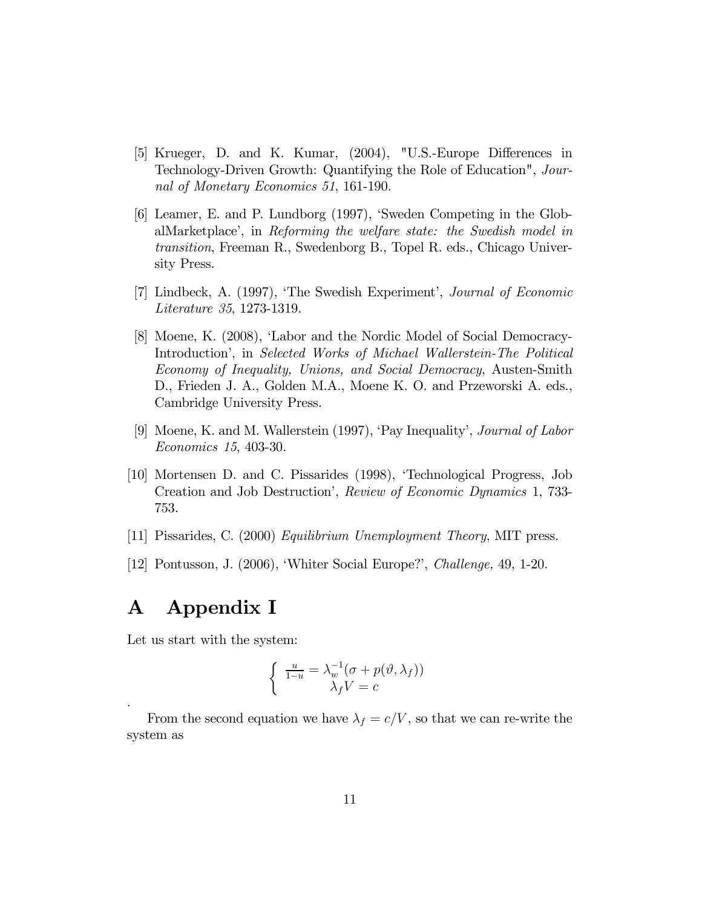[5] Krueger, D. and K. Kumar, (2004), "U.S.-Europe Differences in Technology-Driven Growth: Quantifying the Role of Education", *Journal of Monetary Economics 51*, 161-190.

[6] Leamer, E. and P. Lundborg (1997), 'Sweden Competing in the GlobalMarketplace', in *Reforming the welfare state: the Swedish model in transition*, Freeman R., Swedenborg B., Topel R. eds., Chicago University Press.

[7] Lindbeck, A. (1997), 'The Swedish Experiment', *Journal of Economic Literature 35*, 1273-1319.

[8] Moene, K. (2008), 'Labor and the Nordic Model of Social Democracy-Introduction', in *Selected Works of Michael Wallerstein-The Political Economy of Inequality, Unions, and Social Democracy*, Austen-Smith D., Frieden J. A., Golden M.A., Moene K. O. and Przeworski A. eds., Cambridge University Press.

[9] Moene, K. and M. Wallerstein (1997), 'Pay Inequality', *Journal of Labor Economics 15*, 403-30.

[10] Mortensen D. and C. Pissarides (1998), 'Technological Progress, Job Creation and Job Destruction', *Review of Economic Dynamics* 1, 733-753.

[11] Pissarides, C. (2000) *Equilibrium Unemployment Theory*, MIT press.

[12] Pontusson, J. (2006), 'Whiter Social Europe?', *Challenge,* 49, 1-20.

# A Appendix I

Let us start with the system:

$$\begin{cases} \frac{u}{1-u} = \lambda_w^{-1}(\sigma + p(\vartheta, \lambda_f)) \\ \lambda_f V = c \end{cases}$$

.

From the second equation we have $\lambda_f = c/V$, so that we can re-write the system as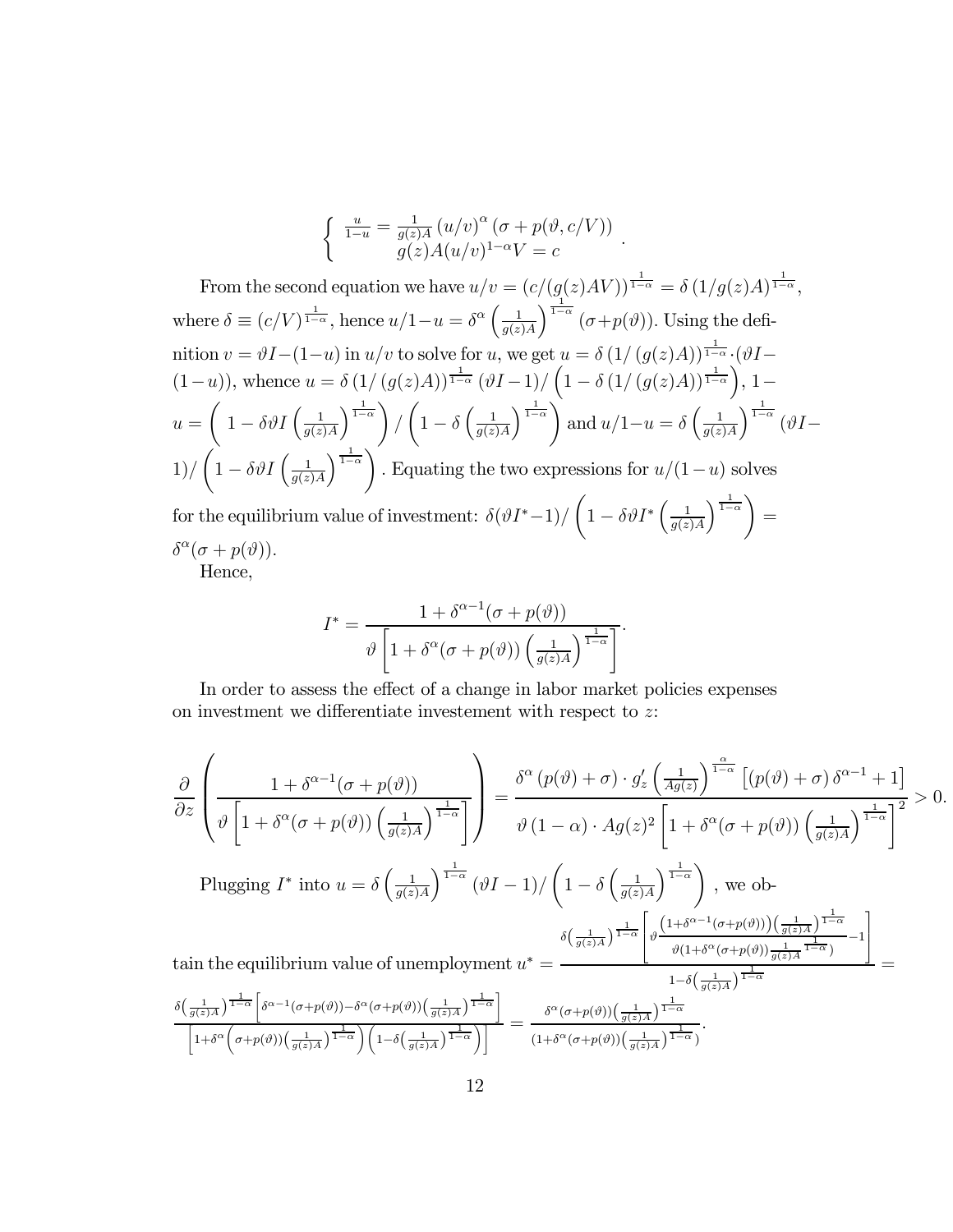$$\begin{cases} \frac{u}{1-u} = \frac{1}{g(z)A} \left(u/v\right)^{\alpha} \left(\sigma + p(\vartheta, c/V)\right) \\ g(z)A(u/v)^{1-\alpha}V = c \end{cases}.$$

From the second equation we have $u/v = (c/(g(z)AV))^{\frac{1}{1-\alpha}} = \delta \left(1/g(z)A\right)^{\frac{1}{1-\alpha}}$, where $\delta \equiv (c/V)^{\frac{1}{1-\alpha}}$, hence $u/1-u = \delta^{\alpha} \left(\frac{1}{g(z)A}\right)^{\frac{1}{1-\alpha}} (\sigma + p(\vartheta))$. Using the definition $v = \vartheta I - (1-u)$ in $u/v$ to solve for $u$, we get $u = \delta \left(1/\left(g(z)A\right)\right)^{\frac{1}{1-\alpha}} \cdot (\vartheta I - (1-u))$, whence $u = \delta \left(1/\left(g(z)A\right)\right)^{\frac{1}{1-\alpha}} (\vartheta I - 1) / \left(1 - \delta \left(1/\left(g(z)A\right)\right)^{\frac{1}{1-\alpha}}\right)$, $1 - u = \left(1 - \delta \vartheta I \left(\frac{1}{g(z)A}\right)^{\frac{1}{1-\alpha}}\right) / \left(1 - \delta \left(\frac{1}{g(z)A}\right)^{\frac{1}{1-\alpha}}\right)$ and $u/1-u = \delta \left(\frac{1}{g(z)A}\right)^{\frac{1}{1-\alpha}} (\vartheta I - 1) / \left(1 - \delta \vartheta I \left(\frac{1}{g(z)A}\right)^{\frac{1}{1-\alpha}}\right)$. Equating the two expressions for $u/(1-u)$ solves for the equilibrium value of investment: $\delta(\vartheta I^* - 1) / \left(1 - \delta \vartheta I^* \left(\frac{1}{g(z)A}\right)^{\frac{1}{1-\alpha}}\right) = \delta^{\alpha}(\sigma + p(\vartheta))$.

Hence,

$$I^* = \frac{1 + \delta^{\alpha-1}(\sigma + p(\vartheta))}{\vartheta \left[1 + \delta^{\alpha}(\sigma + p(\vartheta)) \left(\frac{1}{g(z)A}\right)^{\frac{1}{1-\alpha}}\right]}.$$

In order to assess the effect of a change in labor market policies expenses on investment we differentiate investement with respect to $z$:

$$\frac{\partial}{\partial z} \left( \frac{1 + \delta^{\alpha-1}(\sigma + p(\vartheta))}{\vartheta \left[1 + \delta^{\alpha}(\sigma + p(\vartheta)) \left(\frac{1}{g(z)A}\right)^{\frac{1}{1-\alpha}}\right]} \right) = \frac{\delta^{\alpha} \left(p(\vartheta) + \sigma\right) \cdot g_z' \left(\frac{1}{Ag(z)}\right)^{\frac{\alpha}{1-\alpha}} \left[\left(p(\vartheta) + \sigma\right) \delta^{\alpha-1} + 1\right]}{\vartheta \left(1 - \alpha\right) \cdot Ag(z)^2 \left[1 + \delta^{\alpha}(\sigma + p(\vartheta)) \left(\frac{1}{g(z)A}\right)^{\frac{1}{1-\alpha}}\right]^2} > 0.$$

Plugging $I^*$ into $u = \delta \left(\frac{1}{g(z)A}\right)^{\frac{1}{1-\alpha}} (\vartheta I - 1) / \left(1 - \delta \left(\frac{1}{g(z)A}\right)^{\frac{1}{1-\alpha}}\right)$, we obtain the equilibrium value of unemployment $u^* = \dfrac{\delta\left(\frac{1}{g(z)A}\right)^{\frac{1}{1-\alpha}} \left[\vartheta \frac{\left(1 + \delta^{\alpha-1}(\sigma + p(\vartheta))\right)\left(\frac{1}{g(z)A}\right)^{\frac{1}{1-\alpha}}}{\vartheta\left(1 + \delta^{\alpha}(\sigma + p(\vartheta))\frac{1}{g(z)A}^{\frac{1}{1-\alpha}}\right)} - 1\right]}{1 - \delta\left(\frac{1}{g(z)A}\right)^{\frac{1}{1-\alpha}}} = \dfrac{\delta\left(\frac{1}{g(z)A}\right)^{\frac{1}{1-\alpha}} \left[\delta^{\alpha-1}(\sigma + p(\vartheta)) - \delta^{\alpha}(\sigma + p(\vartheta))\left(\frac{1}{g(z)A}\right)^{\frac{1}{1-\alpha}}\right]}{\left[1 + \delta^{\alpha}\left(\sigma + p(\vartheta)\right)\left(\frac{1}{g(z)A}\right)^{\frac{1}{1-\alpha}}\right]\left(1 - \delta\left(\frac{1}{g(z)A}\right)^{\frac{1}{1-\alpha}}\right)} = \dfrac{\delta^{\alpha}(\sigma + p(\vartheta))\left(\frac{1}{g(z)A}\right)^{\frac{1}{1-\alpha}}}{\left(1 + \delta^{\alpha}(\sigma + p(\vartheta))\left(\frac{1}{g(z)A}\right)^{\frac{1}{1-\alpha}}\right)}.$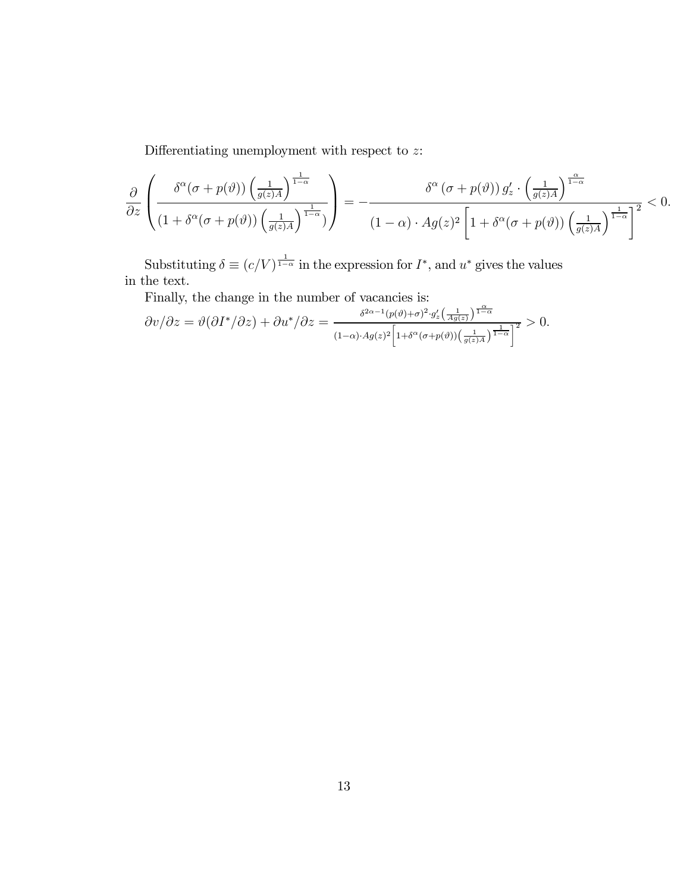Differentiating unemployment with respect to $z$:

$$\frac{\partial}{\partial z}\left(\frac{\delta^{\alpha}(\sigma+p(\vartheta))\left(\frac{1}{g(z)A}\right)^{\frac{1}{1-\alpha}}}{(1+\delta^{\alpha}(\sigma+p(\vartheta))\left(\frac{1}{g(z)A}\right)^{\frac{1}{1-\alpha}})}\right)=-\frac{\delta^{\alpha}\left(\sigma+p(\vartheta)\right)g_z'\cdot\left(\frac{1}{g(z)A}\right)^{\frac{\alpha}{1-\alpha}}}{(1-\alpha)\cdot Ag(z)^2\left[1+\delta^{\alpha}(\sigma+p(\vartheta))\left(\frac{1}{g(z)A}\right)^{\frac{1}{1-\alpha}}\right]^2}<0.$$

Substituting $\delta\equiv(c/V)^{\frac{1}{1-\alpha}}$ in the expression for $I^*$, and $u^*$ gives the values in the text.

Finally, the change in the number of vacancies is:
$\partial v/\partial z=\vartheta(\partial I^*/\partial z)+\partial u^*/\partial z=\frac{\delta^{2\alpha-1}(p(\vartheta)+\sigma)^2\cdot g_z'\left(\frac{1}{Ag(z)}\right)^{\frac{\alpha}{1-\alpha}}}{(1-\alpha)\cdot Ag(z)^2\left[1+\delta^{\alpha}(\sigma+p(\vartheta))\left(\frac{1}{g(z)A}\right)^{\frac{1}{1-\alpha}}\right]^2}>0.$